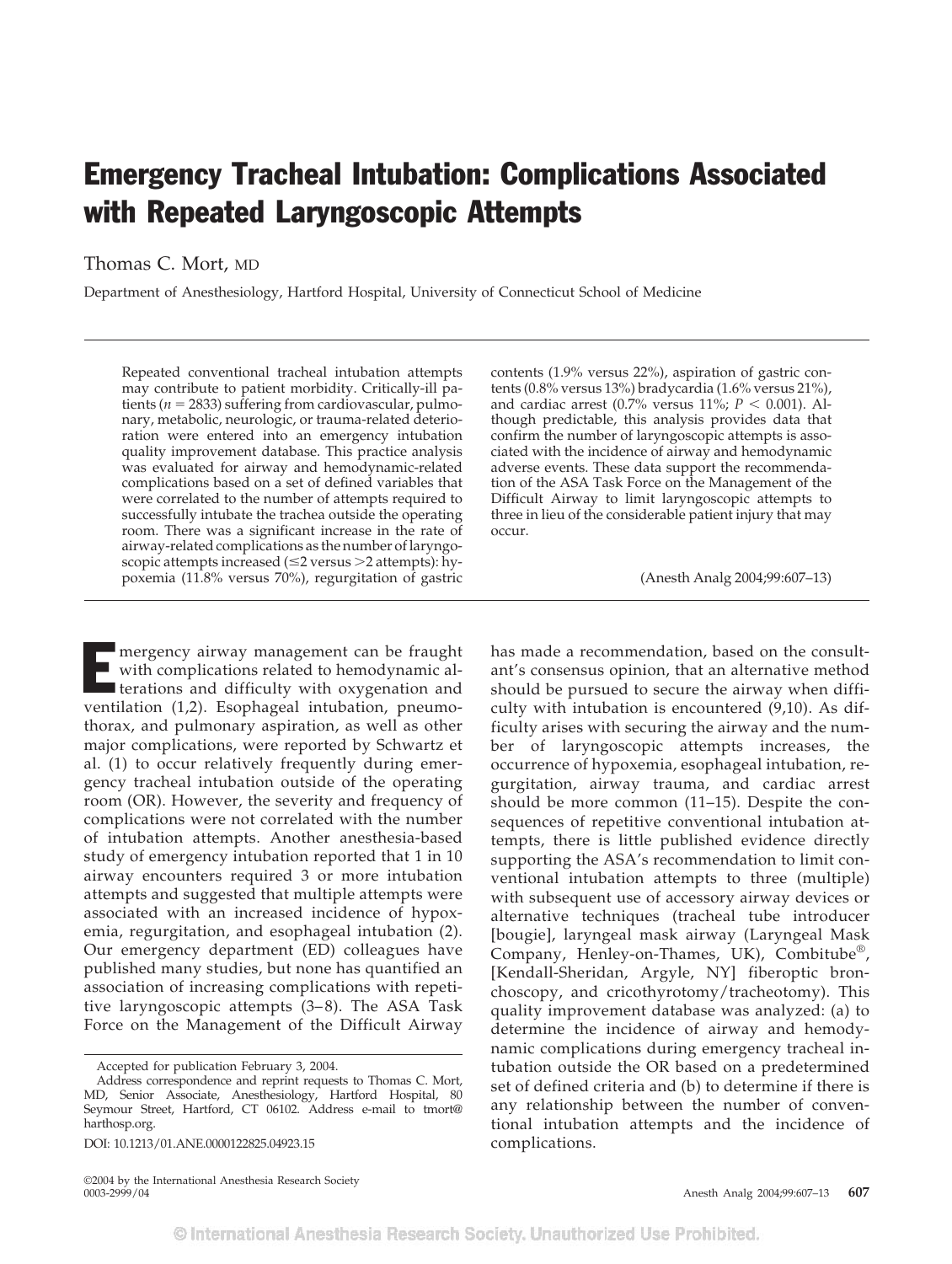# Emergency Tracheal Intubation: Complications Associated with Repeated Laryngoscopic Attempts

Thomas C. Mort, MD

Department of Anesthesiology, Hartford Hospital, University of Connecticut School of Medicine

Repeated conventional tracheal intubation attempts may contribute to patient morbidity. Critically-ill patients ($n = 2833$) suffering from cardiovascular, pulmonary, metabolic, neurologic, or trauma-related deterioration were entered into an emergency intubation quality improvement database. This practice analysis was evaluated for airway and hemodynamic-related complications based on a set of defined variables that were correlated to the number of attempts required to successfully intubate the trachea outside the operating room. There was a significant increase in the rate of airway-related complications as the number of laryngoscopic attempts increased (≤2 versus >2 attempts): hypoxemia (11.8% versus 70%), regurgitation of gastric contents (1.9% versus 22%), aspiration of gastric contents (0.8% versus 13%) bradycardia (1.6% versus 21%), and cardiac arrest (0.7% versus 11%; $P < 0.001$). Although predictable, this analysis provides data that confirm the number of laryngoscopic attempts is associated with the incidence of airway and hemodynamic adverse events. These data support the recommendation of the ASA Task Force on the Management of the Difficult Airway to limit laryngoscopic attempts to three in lieu of the considerable patient injury that may occur.

(Anesth Analg 2004;99:607–13)

Emergency airway management can be fraught with complications related to hemodynamic alterations and difficulty with oxygenation and ventilation (1,2). Esophageal intubation, pneumothorax, and pulmonary aspiration, as well as other major complications, were reported by Schwartz et al. (1) to occur relatively frequently during emergency tracheal intubation outside of the operating room (OR). However, the severity and frequency of complications were not correlated with the number of intubation attempts. Another anesthesia-based study of emergency intubation reported that 1 in 10 airway encounters required 3 or more intubation attempts and suggested that multiple attempts were associated with an increased incidence of hypoxemia, regurgitation, and esophageal intubation (2). Our emergency department (ED) colleagues have published many studies, but none has quantified an association of increasing complications with repetitive laryngoscopic attempts (3–8). The ASA Task Force on the Management of the Difficult Airway has made a recommendation, based on the consultant's consensus opinion, that an alternative method should be pursued to secure the airway when difficulty with intubation is encountered (9,10). As difficulty arises with securing the airway and the number of laryngoscopic attempts increases, the occurrence of hypoxemia, esophageal intubation, regurgitation, airway trauma, and cardiac arrest should be more common (11–15). Despite the consequences of repetitive conventional intubation attempts, there is little published evidence directly supporting the ASA's recommendation to limit conventional intubation attempts to three (multiple) with subsequent use of accessory airway devices or alternative techniques (tracheal tube introducer [bougie], laryngeal mask airway (Laryngeal Mask Company, Henley-on-Thames, UK), Combitube®, [Kendall-Sheridan, Argyle, NY] fiberoptic bronchoscopy, and cricothyrotomy/tracheotomy). This quality improvement database was analyzed: (a) to determine the incidence of airway and hemodynamic complications during emergency tracheal intubation outside the OR based on a predetermined set of defined criteria and (b) to determine if there is any relationship between the number of conventional intubation attempts and the incidence of complications.

Accepted for publication February 3, 2004.

Address correspondence and reprint requests to Thomas C. Mort, MD, Senior Associate, Anesthesiology, Hartford Hospital, 80 Seymour Street, Hartford, CT 06102. Address e-mail to tmort@harthosp.org.

DOI: 10.1213/01.ANE.0000122825.04923.15

©2004 by the International Anesthesia Research Society
0003-2999/04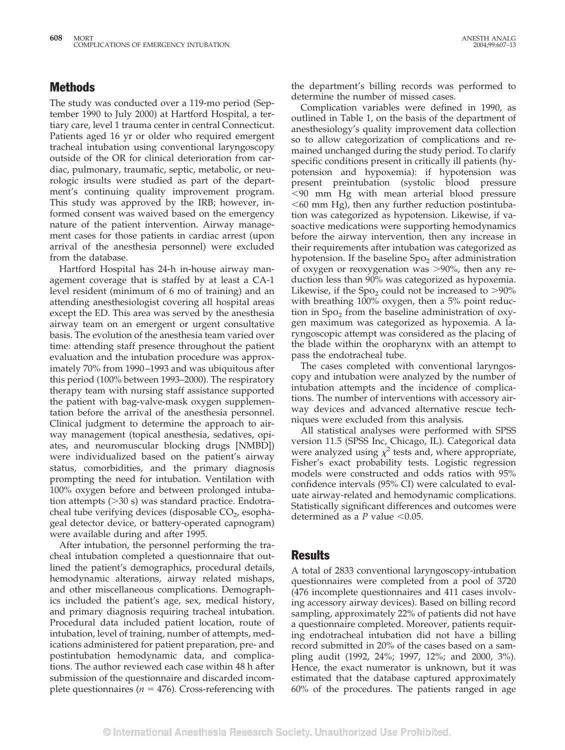## Methods

The study was conducted over a 119-mo period (September 1990 to July 2000) at Hartford Hospital, a tertiary care, level 1 trauma center in central Connecticut. Patients aged 16 yr or older who required emergent tracheal intubation using conventional laryngoscopy outside of the OR for clinical deterioration from cardiac, pulmonary, traumatic, septic, metabolic, or neurologic insults were studied as part of the department's continuing quality improvement program. This study was approved by the IRB; however, informed consent was waived based on the emergency nature of the patient intervention. Airway management cases for those patients in cardiac arrest (upon arrival of the anesthesia personnel) were excluded from the database.

Hartford Hospital has 24-h in-house airway management coverage that is staffed by at least a CA-1 level resident (minimum of 6 mo of training) and an attending anesthesiologist covering all hospital areas except the ED. This area was served by the anesthesia airway team on an emergent or urgent consultative basis. The evolution of the anesthesia team varied over time: attending staff presence throughout the patient evaluation and the intubation procedure was approximately 70% from 1990–1993 and was ubiquitous after this period (100% between 1993–2000). The respiratory therapy team with nursing staff assistance supported the patient with bag-valve-mask oxygen supplementation before the arrival of the anesthesia personnel. Clinical judgment to determine the approach to airway management (topical anesthesia, sedatives, opiates, and neuromuscular blocking drugs [NMBD]) were individualized based on the patient's airway status, comorbidities, and the primary diagnosis prompting the need for intubation. Ventilation with 100% oxygen before and between prolonged intubation attempts (>30 s) was standard practice. Endotracheal tube verifying devices (disposable $CO_2$, esophageal detector device, or battery-operated capnogram) were available during and after 1995.

After intubation, the personnel performing the tracheal intubation completed a questionnaire that outlined the patient's demographics, procedural details, hemodynamic alterations, airway related mishaps, and other miscellaneous complications. Demographics included the patient's age, sex, medical history, and primary diagnosis requiring tracheal intubation. Procedural data included patient location, route of intubation, level of training, number of attempts, medications administered for patient preparation, pre- and postintubation hemodynamic data, and complications. The author reviewed each case within 48 h after submission of the questionnaire and discarded incomplete questionnaires ($n = 476$). Cross-referencing with the department's billing records was performed to determine the number of missed cases.

Complication variables were defined in 1990, as outlined in Table 1, on the basis of the department of anesthesiology's quality improvement data collection so to allow categorization of complications and remained unchanged during the study period. To clarify specific conditions present in critically ill patients (hypotension and hypoxemia): if hypotension was present preintubation (systolic blood pressure <90 mm Hg with mean arterial blood pressure <60 mm Hg), then any further reduction postintubation was categorized as hypotension. Likewise, if vasoactive medications were supporting hemodynamics before the airway intervention, then any increase in their requirements after intubation was categorized as hypotension. If the baseline $Sp_{O_2}$ after administration of oxygen or reoxygenation was >90%, then any reduction less than 90% was categorized as hypoxemia. Likewise, if the $Sp_{O_2}$ could not be increased to >90% with breathing 100% oxygen, then a 5% point reduction in $Sp_{O_2}$ from the baseline administration of oxygen maximum was categorized as hypoxemia. A laryngoscopic attempt was considered as the placing of the blade within the oropharynx with an attempt to pass the endotracheal tube.

The cases completed with conventional laryngoscopy and intubation were analyzed by the number of intubation attempts and the incidence of complications. The number of interventions with accessory airway devices and advanced alternative rescue techniques were excluded from this analysis.

All statistical analyses were performed with SPSS version 11.5 (SPSS Inc, Chicago, IL). Categorical data were analyzed using $\chi^2$ tests and, where appropriate, Fisher's exact probability tests. Logistic regression models were constructed and odds ratios with 95% confidence intervals (95% CI) were calculated to evaluate airway-related and hemodynamic complications. Statistically significant differences and outcomes were determined as a *P* value <0.05.

## Results

A total of 2833 conventional laryngoscopy-intubation questionnaires were completed from a pool of 3720 (476 incomplete questionnaires and 411 cases involving accessory airway devices). Based on billing record sampling, approximately 22% of patients did not have a questionnaire completed. Moreover, patients requiring endotracheal intubation did not have a billing record submitted in 20% of the cases based on a sampling audit (1992, 24%; 1997, 12%; and 2000, 3%). Hence, the exact numerator is unknown, but it was estimated that the database captured approximately 60% of the procedures. The patients ranged in age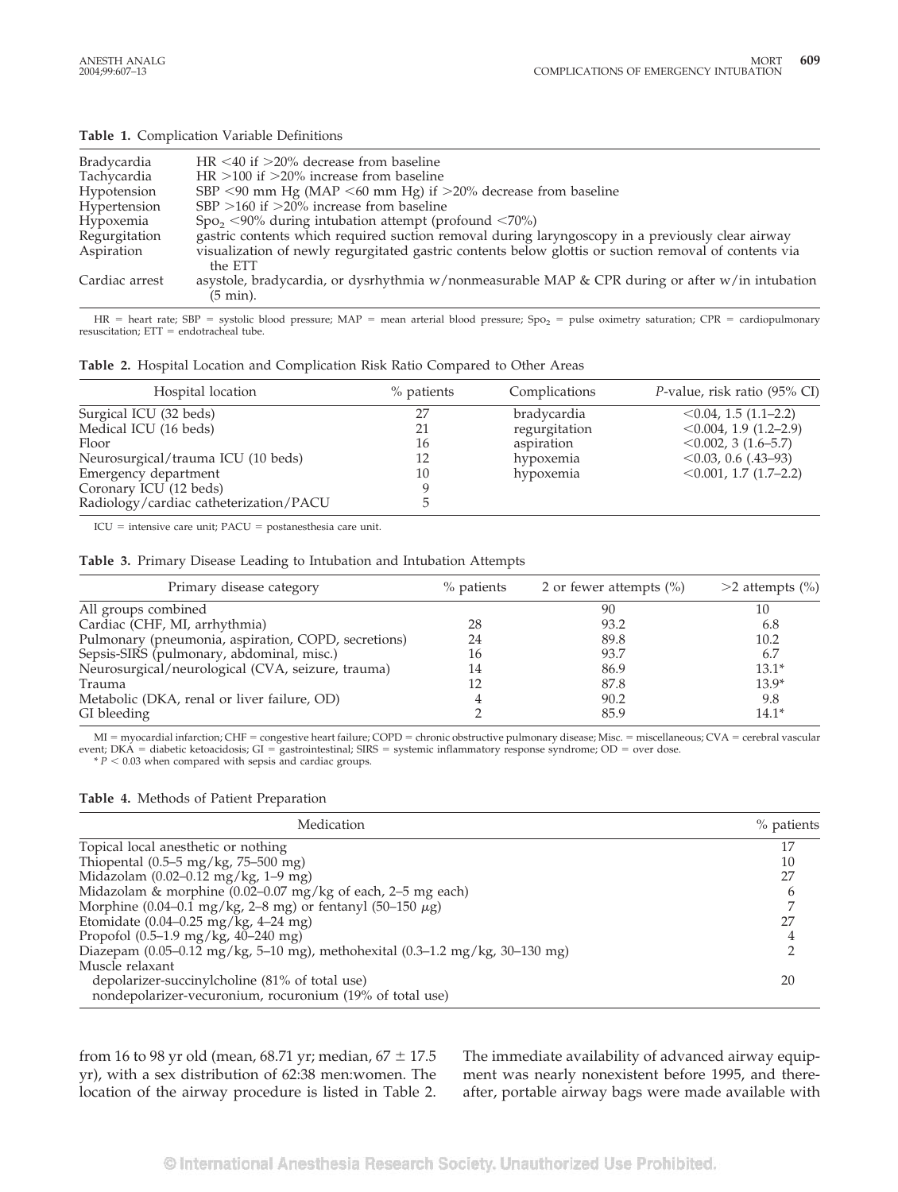**Table 1.** Complication Variable Definitions

| | |
|---|---|
| Bradycardia | HR <40 if >20% decrease from baseline |
| Tachycardia | HR >100 if >20% increase from baseline |
| Hypotension | SBP <90 mm Hg (MAP <60 mm Hg) if >20% decrease from baseline |
| Hypertension | SBP >160 if >20% increase from baseline |
| Hypoxemia | $Spo_2$ <90% during intubation attempt (profound <70%) |
| Regurgitation | gastric contents which required suction removal during laryngoscopy in a previously clear airway |
| Aspiration | visualization of newly regurgitated gastric contents below glottis or suction removal of contents via the ETT |
| Cardiac arrest | asystole, bradycardia, or dysrhythmia w/nonmeasurable MAP & CPR during or after w/in intubation (5 min). |

HR = heart rate; SBP = systolic blood pressure; MAP = mean arterial blood pressure; $Spo_2$ = pulse oximetry saturation; CPR = cardiopulmonary resuscitation; ETT = endotracheal tube.

**Table 2.** Hospital Location and Complication Risk Ratio Compared to Other Areas

| Hospital location | % patients | Complications | *P*-value, risk ratio (95% CI) |
|---|---|---|---|
| Surgical ICU (32 beds) | 27 | bradycardia | <0.04, 1.5 (1.1–2.2) |
| Medical ICU (16 beds) | 21 | regurgitation | <0.004, 1.9 (1.2–2.9) |
| Floor | 16 | aspiration | <0.002, 3 (1.6–5.7) |
| Neurosurgical/trauma ICU (10 beds) | 12 | hypoxemia | <0.03, 0.6 (.43–93) |
| Emergency department | 10 | hypoxemia | <0.001, 1.7 (1.7–2.2) |
| Coronary ICU (12 beds) | 9 | | |
| Radiology/cardiac catheterization/PACU | 5 | | |

ICU = intensive care unit; PACU = postanesthesia care unit.

**Table 3.** Primary Disease Leading to Intubation and Intubation Attempts

| Primary disease category | % patients | 2 or fewer attempts (%) | >2 attempts (%) |
|---|---|---|---|
| All groups combined | | 90 | 10 |
| Cardiac (CHF, MI, arrhythmia) | 28 | 93.2 | 6.8 |
| Pulmonary (pneumonia, aspiration, COPD, secretions) | 24 | 89.8 | 10.2 |
| Sepsis-SIRS (pulmonary, abdominal, misc.) | 16 | 93.7 | 6.7 |
| Neurosurgical/neurological (CVA, seizure, trauma) | 14 | 86.9 | 13.1* |
| Trauma | 12 | 87.8 | 13.9* |
| Metabolic (DKA, renal or liver failure, OD) | 4 | 90.2 | 9.8 |
| GI bleeding | 2 | 85.9 | 14.1* |

MI = myocardial infarction; CHF = congestive heart failure; COPD = chronic obstructive pulmonary disease; Misc. = miscellaneous; CVA = cerebral vascular event; DKA = diabetic ketoacidosis; GI = gastrointestinal; SIRS = systemic inflammatory response syndrome; OD = over dose.
\* $P < 0.03$ when compared with sepsis and cardiac groups.

**Table 4.** Methods of Patient Preparation

| Medication | % patients |
|---|---|
| Topical local anesthetic or nothing | 17 |
| Thiopental (0.5–5 mg/kg, 75–500 mg) | 10 |
| Midazolam (0.02–0.12 mg/kg, 1–9 mg) | 27 |
| Midazolam & morphine (0.02–0.07 mg/kg of each, 2–5 mg each) | 6 |
| Morphine (0.04–0.1 mg/kg, 2–8 mg) or fentanyl (50–150 $\mu$g) | 7 |
| Etomidate (0.04–0.25 mg/kg, 4–24 mg) | 27 |
| Propofol (0.5–1.9 mg/kg, 40–240 mg) | 4 |
| Diazepam (0.05–0.12 mg/kg, 5–10 mg), methohexital (0.3–1.2 mg/kg, 30–130 mg) | 2 |
| Muscle relaxant | |
| depolarizer-succinylcholine (81% of total use) | 20 |
| nondepolarizer-vecuronium, rocuronium (19% of total use) | |

from 16 to 98 yr old (mean, 68.71 yr; median, 67 ± 17.5 yr), with a sex distribution of 62:38 men:women. The location of the airway procedure is listed in Table 2. The immediate availability of advanced airway equipment was nearly nonexistent before 1995, and thereafter, portable airway bags were made available with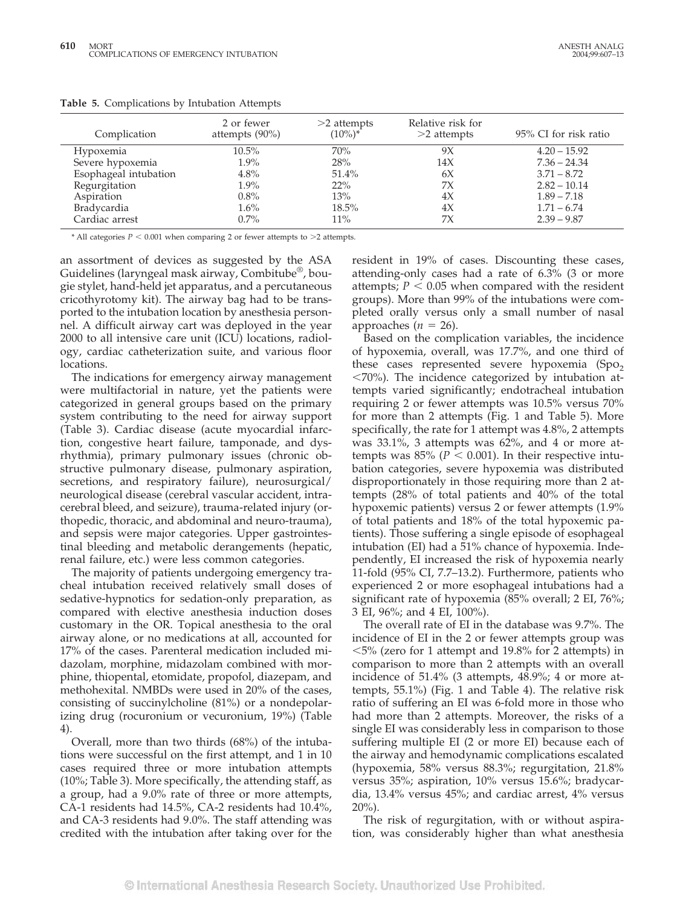**Table 5.** Complications by Intubation Attempts

| Complication | 2 or fewer attempts (90%) | >2 attempts (10%)* | Relative risk for >2 attempts | 95% CI for risk ratio |
|---|---|---|---|---|
| Hypoxemia | 10.5% | 70% | 9X | 4.20 – 15.92 |
| Severe hypoxemia | 1.9% | 28% | 14X | 7.36 – 24.34 |
| Esophageal intubation | 4.8% | 51.4% | 6X | 3.71 – 8.72 |
| Regurgitation | 1.9% | 22% | 7X | 2.82 – 10.14 |
| Aspiration | 0.8% | 13% | 4X | 1.89 – 7.18 |
| Bradycardia | 1.6% | 18.5% | 4X | 1.71 – 6.74 |
| Cardiac arrest | 0.7% | 11% | 7X | 2.39 – 9.87 |

* All categories $P < 0.001$ when comparing 2 or fewer attempts to >2 attempts.

an assortment of devices as suggested by the ASA Guidelines (laryngeal mask airway, Combitube®, bougie stylet, hand-held jet apparatus, and a percutaneous cricothyrotomy kit). The airway bag had to be transported to the intubation location by anesthesia personnel. A difficult airway cart was deployed in the year 2000 to all intensive care unit (ICU) locations, radiology, cardiac catheterization suite, and various floor locations.

The indications for emergency airway management were multifactorial in nature, yet the patients were categorized in general groups based on the primary system contributing to the need for airway support (Table 3). Cardiac disease (acute myocardial infarction, congestive heart failure, tamponade, and dysrhythmia), primary pulmonary issues (chronic obstructive pulmonary disease, pulmonary aspiration, secretions, and respiratory failure), neurosurgical/neurological disease (cerebral vascular accident, intracerebral bleed, and seizure), trauma-related injury (orthopedic, thoracic, and abdominal and neuro-trauma), and sepsis were major categories. Upper gastrointestinal bleeding and metabolic derangements (hepatic, renal failure, etc.) were less common categories.

The majority of patients undergoing emergency tracheal intubation received relatively small doses of sedative-hypnotics for sedation-only preparation, as compared with elective anesthesia induction doses customary in the OR. Topical anesthesia to the oral airway alone, or no medications at all, accounted for 17% of the cases. Parenteral medication included midazolam, morphine, midazolam combined with morphine, thiopental, etomidate, propofol, diazepam, and methohexital. NMBDs were used in 20% of the cases, consisting of succinylcholine (81%) or a nondepolarizing drug (rocuronium or vecuronium, 19%) (Table 4).

Overall, more than two thirds (68%) of the intubations were successful on the first attempt, and 1 in 10 cases required three or more intubation attempts (10%; Table 3). More specifically, the attending staff, as a group, had a 9.0% rate of three or more attempts, CA-1 residents had 14.5%, CA-2 residents had 10.4%, and CA-3 residents had 9.0%. The staff attending was credited with the intubation after taking over for the resident in 19% of cases. Discounting these cases, attending-only cases had a rate of 6.3% (3 or more attempts; $P < 0.05$ when compared with the resident groups). More than 99% of the intubations were completed orally versus only a small number of nasal approaches ($n = 26$).

Based on the complication variables, the incidence of hypoxemia, overall, was 17.7%, and one third of these cases represented severe hypoxemia ($Spo_2$ <70%). The incidence categorized by intubation attempts varied significantly; endotracheal intubation requiring 2 or fewer attempts was 10.5% versus 70% for more than 2 attempts (Fig. 1 and Table 5). More specifically, the rate for 1 attempt was 4.8%, 2 attempts was 33.1%, 3 attempts was 62%, and 4 or more attempts was 85% ($P < 0.001$). In their respective intubation categories, severe hypoxemia was distributed disproportionately in those requiring more than 2 attempts (28% of total patients and 40% of the total hypoxemic patients) versus 2 or fewer attempts (1.9% of total patients and 18% of the total hypoxemic patients). Those suffering a single episode of esophageal intubation (EI) had a 51% chance of hypoxemia. Independently, EI increased the risk of hypoxemia nearly 11-fold (95% CI, 7.7–13.2). Furthermore, patients who experienced 2 or more esophageal intubations had a significant rate of hypoxemia (85% overall; 2 EI, 76%; 3 EI, 96%; and 4 EI, 100%).

The overall rate of EI in the database was 9.7%. The incidence of EI in the 2 or fewer attempts group was <5% (zero for 1 attempt and 19.8% for 2 attempts) in comparison to more than 2 attempts with an overall incidence of 51.4% (3 attempts, 48.9%; 4 or more attempts, 55.1%) (Fig. 1 and Table 4). The relative risk ratio of suffering an EI was 6-fold more in those who had more than 2 attempts. Moreover, the risks of a single EI was considerably less in comparison to those suffering multiple EI (2 or more EI) because each of the airway and hemodynamic complications escalated (hypoxemia, 58% versus 88.3%; regurgitation, 21.8% versus 35%; aspiration, 10% versus 15.6%; bradycardia, 13.4% versus 45%; and cardiac arrest, 4% versus 20%).

The risk of regurgitation, with or without aspiration, was considerably higher than what anesthesia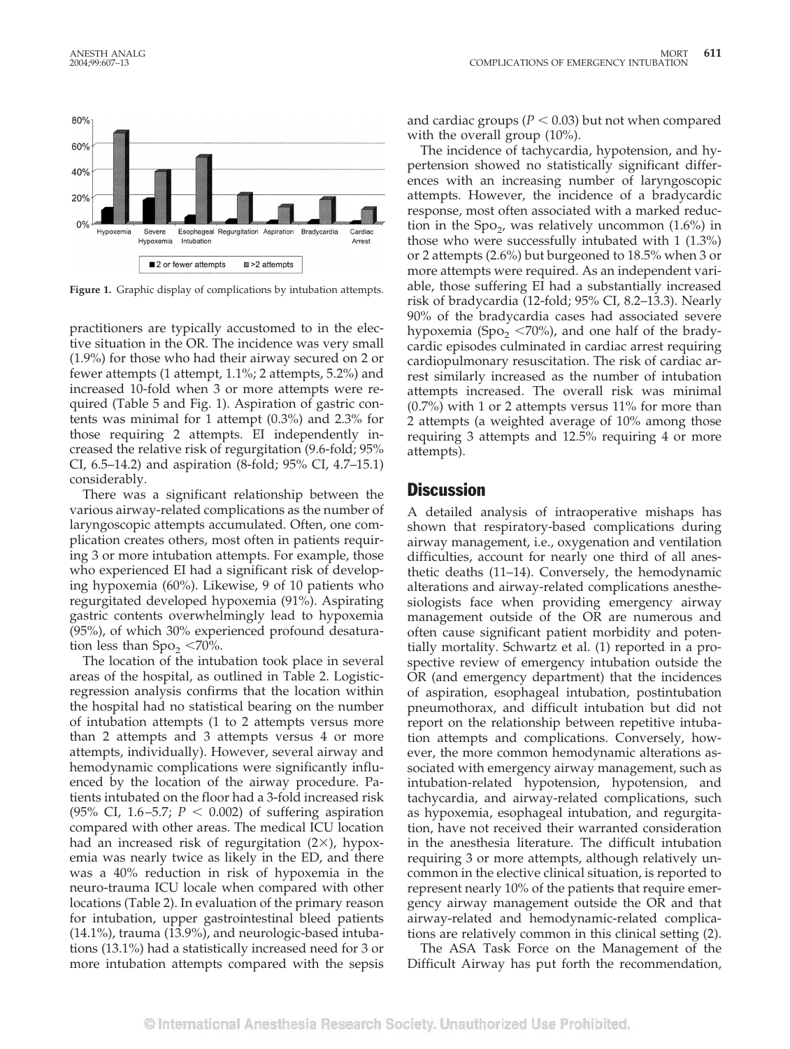Figure 1. Graphic display of complications by intubation attempts.

practitioners are typically accustomed to in the elective situation in the OR. The incidence was very small (1.9%) for those who had their airway secured on 2 or fewer attempts (1 attempt, 1.1%; 2 attempts, 5.2%) and increased 10-fold when 3 or more attempts were required (Table 5 and Fig. 1). Aspiration of gastric contents was minimal for 1 attempt (0.3%) and 2.3% for those requiring 2 attempts. EI independently increased the relative risk of regurgitation (9.6-fold; 95% CI, 6.5–14.2) and aspiration (8-fold; 95% CI, 4.7–15.1) considerably.

There was a significant relationship between the various airway-related complications as the number of laryngoscopic attempts accumulated. Often, one complication creates others, most often in patients requiring 3 or more intubation attempts. For example, those who experienced EI had a significant risk of developing hypoxemia (60%). Likewise, 9 of 10 patients who regurgitated developed hypoxemia (91%). Aspirating gastric contents overwhelmingly lead to hypoxemia (95%), of which 30% experienced profound desaturation less than $Spo_2$ <70%.

The location of the intubation took place in several areas of the hospital, as outlined in Table 2. Logistic-regression analysis confirms that the location within the hospital had no statistical bearing on the number of intubation attempts (1 to 2 attempts versus more than 2 attempts and 3 attempts versus 4 or more attempts, individually). However, several airway and hemodynamic complications were significantly influenced by the location of the airway procedure. Patients intubated on the floor had a 3-fold increased risk (95% CI, 1.6–5.7; $P < 0.002$) of suffering aspiration compared with other areas. The medical ICU location had an increased risk of regurgitation (2×), hypoxemia was nearly twice as likely in the ED, and there was a 40% reduction in risk of hypoxemia in the neuro-trauma ICU locale when compared with other locations (Table 2). In evaluation of the primary reason for intubation, upper gastrointestinal bleed patients (14.1%), trauma (13.9%), and neurologic-based intubations (13.1%) had a statistically increased need for 3 or more intubation attempts compared with the sepsis and cardiac groups ($P < 0.03$) but not when compared with the overall group (10%).

The incidence of tachycardia, hypotension, and hypertension showed no statistically significant differences with an increasing number of laryngoscopic attempts. However, the incidence of a bradycardic response, most often associated with a marked reduction in the $Spo_2$, was relatively uncommon (1.6%) in those who were successfully intubated with 1 (1.3%) or 2 attempts (2.6%) but burgeoned to 18.5% when 3 or more attempts were required. As an independent variable, those suffering EI had a substantially increased risk of bradycardia (12-fold; 95% CI, 8.2–13.3). Nearly 90% of the bradycardia cases had associated severe hypoxemia ($Spo_2$ <70%), and one half of the bradycardic episodes culminated in cardiac arrest requiring cardiopulmonary resuscitation. The risk of cardiac arrest similarly increased as the number of intubation attempts increased. The overall risk was minimal (0.7%) with 1 or 2 attempts versus 11% for more than 2 attempts (a weighted average of 10% among those requiring 3 attempts and 12.5% requiring 4 or more attempts).

## Discussion

A detailed analysis of intraoperative mishaps has shown that respiratory-based complications during airway management, i.e., oxygenation and ventilation difficulties, account for nearly one third of all anesthetic deaths (11–14). Conversely, the hemodynamic alterations and airway-related complications anesthesiologists face when providing emergency airway management outside of the OR are numerous and often cause significant patient morbidity and potentially mortality. Schwartz et al. (1) reported in a prospective review of emergency intubation outside the OR (and emergency department) that the incidences of aspiration, esophageal intubation, postintubation pneumothorax, and difficult intubation but did not report on the relationship between repetitive intubation attempts and complications. Conversely, however, the more common hemodynamic alterations associated with emergency airway management, such as intubation-related hypotension, hypotension, and tachycardia, and airway-related complications, such as hypoxemia, esophageal intubation, and regurgitation, have not received their warranted consideration in the anesthesia literature. The difficult intubation requiring 3 or more attempts, although relatively uncommon in the elective clinical situation, is reported to represent nearly 10% of the patients that require emergency airway management outside the OR and that airway-related and hemodynamic-related complications are relatively common in this clinical setting (2).

The ASA Task Force on the Management of the Difficult Airway has put forth the recommendation,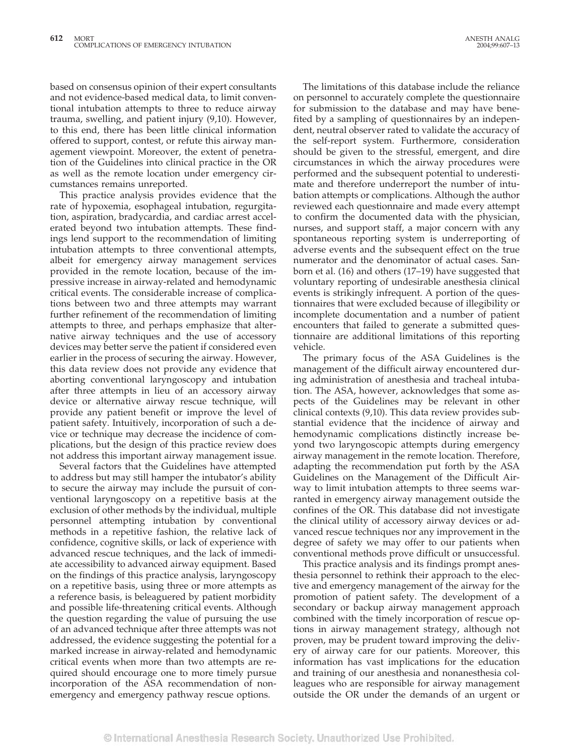based on consensus opinion of their expert consultants and not evidence-based medical data, to limit conventional intubation attempts to three to reduce airway trauma, swelling, and patient injury (9,10). However, to this end, there has been little clinical information offered to support, contest, or refute this airway management viewpoint. Moreover, the extent of penetration of the Guidelines into clinical practice in the OR as well as the remote location under emergency circumstances remains unreported.

This practice analysis provides evidence that the rate of hypoxemia, esophageal intubation, regurgitation, aspiration, bradycardia, and cardiac arrest accelerated beyond two intubation attempts. These findings lend support to the recommendation of limiting intubation attempts to three conventional attempts, albeit for emergency airway management services provided in the remote location, because of the impressive increase in airway-related and hemodynamic critical events. The considerable increase of complications between two and three attempts may warrant further refinement of the recommendation of limiting attempts to three, and perhaps emphasize that alternative airway techniques and the use of accessory devices may better serve the patient if considered even earlier in the process of securing the airway. However, this data review does not provide any evidence that aborting conventional laryngoscopy and intubation after three attempts in lieu of an accessory airway device or alternative airway rescue technique, will provide any patient benefit or improve the level of patient safety. Intuitively, incorporation of such a device or technique may decrease the incidence of complications, but the design of this practice review does not address this important airway management issue.

Several factors that the Guidelines have attempted to address but may still hamper the intubator's ability to secure the airway may include the pursuit of conventional laryngoscopy on a repetitive basis at the exclusion of other methods by the individual, multiple personnel attempting intubation by conventional methods in a repetitive fashion, the relative lack of confidence, cognitive skills, or lack of experience with advanced rescue techniques, and the lack of immediate accessibility to advanced airway equipment. Based on the findings of this practice analysis, laryngoscopy on a repetitive basis, using three or more attempts as a reference basis, is beleaguered by patient morbidity and possible life-threatening critical events. Although the question regarding the value of pursuing the use of an advanced technique after three attempts was not addressed, the evidence suggesting the potential for a marked increase in airway-related and hemodynamic critical events when more than two attempts are required should encourage one to more timely pursue incorporation of the ASA recommendation of nonemergency and emergency pathway rescue options.

The limitations of this database include the reliance on personnel to accurately complete the questionnaire for submission to the database and may have benefited by a sampling of questionnaires by an independent, neutral observer rated to validate the accuracy of the self-report system. Furthermore, consideration should be given to the stressful, emergent, and dire circumstances in which the airway procedures were performed and the subsequent potential to underestimate and therefore underreport the number of intubation attempts or complications. Although the author reviewed each questionnaire and made every attempt to confirm the documented data with the physician, nurses, and support staff, a major concern with any spontaneous reporting system is underreporting of adverse events and the subsequent effect on the true numerator and the denominator of actual cases. Sanborn et al. (16) and others (17–19) have suggested that voluntary reporting of undesirable anesthesia clinical events is strikingly infrequent. A portion of the questionnaires that were excluded because of illegibility or incomplete documentation and a number of patient encounters that failed to generate a submitted questionnaire are additional limitations of this reporting vehicle.

The primary focus of the ASA Guidelines is the management of the difficult airway encountered during administration of anesthesia and tracheal intubation. The ASA, however, acknowledges that some aspects of the Guidelines may be relevant in other clinical contexts (9,10). This data review provides substantial evidence that the incidence of airway and hemodynamic complications distinctly increase beyond two laryngoscopic attempts during emergency airway management in the remote location. Therefore, adapting the recommendation put forth by the ASA Guidelines on the Management of the Difficult Airway to limit intubation attempts to three seems warranted in emergency airway management outside the confines of the OR. This database did not investigate the clinical utility of accessory airway devices or advanced rescue techniques nor any improvement in the degree of safety we may offer to our patients when conventional methods prove difficult or unsuccessful.

This practice analysis and its findings prompt anesthesia personnel to rethink their approach to the elective and emergency management of the airway for the promotion of patient safety. The development of a secondary or backup airway management approach combined with the timely incorporation of rescue options in airway management strategy, although not proven, may be prudent toward improving the delivery of airway care for our patients. Moreover, this information has vast implications for the education and training of our anesthesia and nonanesthesia colleagues who are responsible for airway management outside the OR under the demands of an urgent or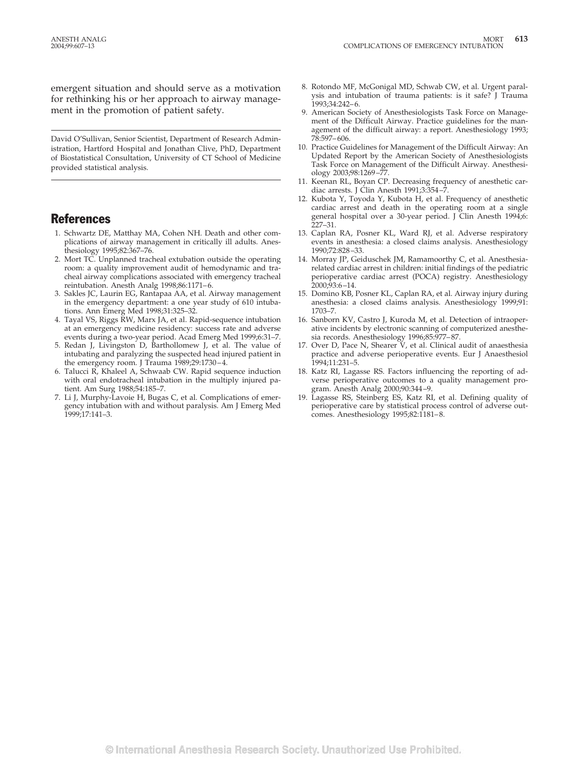emergent situation and should serve as a motivation for rethinking his or her approach to airway management in the promotion of patient safety.

David O'Sullivan, Senior Scientist, Department of Research Administration, Hartford Hospital and Jonathan Clive, PhD, Department of Biostatistical Consultation, University of CT School of Medicine provided statistical analysis.

## References

1. Schwartz DE, Matthay MA, Cohen NH. Death and other complications of airway management in critically ill adults. Anesthesiology 1995;82:367–76.
2. Mort TC. Unplanned tracheal extubation outside the operating room: a quality improvement audit of hemodynamic and tracheal airway complications associated with emergency tracheal reintubation. Anesth Analg 1998;86:1171–6.
3. Sakles JC, Laurin EG, Rantapaa AA, et al. Airway management in the emergency department: a one year study of 610 intubations. Ann Emerg Med 1998;31:325–32.
4. Tayal VS, Riggs RW, Marx JA, et al. Rapid-sequence intubation at an emergency medicine residency: success rate and adverse events during a two-year period. Acad Emerg Med 1999;6:31–7.
5. Redan J, Livingston D, Barthollomew J, et al. The value of intubating and paralyzing the suspected head injured patient in the emergency room. J Trauma 1989;29:1730–4.
6. Talucci R, Khaleel A, Schwaab CW. Rapid sequence induction with oral endotracheal intubation in the multiply injured patient. Am Surg 1988;54:185–7.
7. Li J, Murphy-Lavoie H, Bugas C, et al. Complications of emergency intubation with and without paralysis. Am J Emerg Med 1999;17:141–3.
8. Rotondo MF, McGonigal MD, Schwab CW, et al. Urgent paralysis and intubation of trauma patients: is it safe? J Trauma 1993;34:242–6.
9. American Society of Anesthesiologists Task Force on Management of the Difficult Airway. Practice guidelines for the management of the difficult airway: a report. Anesthesiology 1993; 78:597–606.
10. Practice Guidelines for Management of the Difficult Airway: An Updated Report by the American Society of Anesthesiologists Task Force on Management of the Difficult Airway. Anesthesiology 2003;98:1269–77.
11. Keenan RL, Boyan CP. Decreasing frequency of anesthetic cardiac arrests. J Clin Anesth 1991;3:354–7.
12. Kubota Y, Toyoda Y, Kubota H, et al. Frequency of anesthetic cardiac arrest and death in the operating room at a single general hospital over a 30-year period. J Clin Anesth 1994;6: 227–31.
13. Caplan RA, Posner KL, Ward RJ, et al. Adverse respiratory events in anesthesia: a closed claims analysis. Anesthesiology 1990;72:828–33.
14. Morray JP, Geiduschek JM, Ramamoorthy C, et al. Anesthesia-related cardiac arrest in children: initial findings of the pediatric perioperative cardiac arrest (POCA) registry. Anesthesiology 2000;93:6–14.
15. Domino KB, Posner KL, Caplan RA, et al. Airway injury during anesthesia: a closed claims analysis. Anesthesiology 1999;91: 1703–7.
16. Sanborn KV, Castro J, Kuroda M, et al. Detection of intraoperative incidents by electronic scanning of computerized anesthesia records. Anesthesiology 1996;85:977–87.
17. Over D, Pace N, Shearer V, et al. Clinical audit of anaesthesia practice and adverse perioperative events. Eur J Anaesthesiol 1994;11:231–5.
18. Katz RI, Lagasse RS. Factors influencing the reporting of adverse perioperative outcomes to a quality management program. Anesth Analg 2000;90:344–9.
19. Lagasse RS, Steinberg ES, Katz RI, et al. Defining quality of perioperative care by statistical process control of adverse outcomes. Anesthesiology 1995;82:1181–8.

© International Anesthesia Research Society. Unauthorized Use Prohibited.